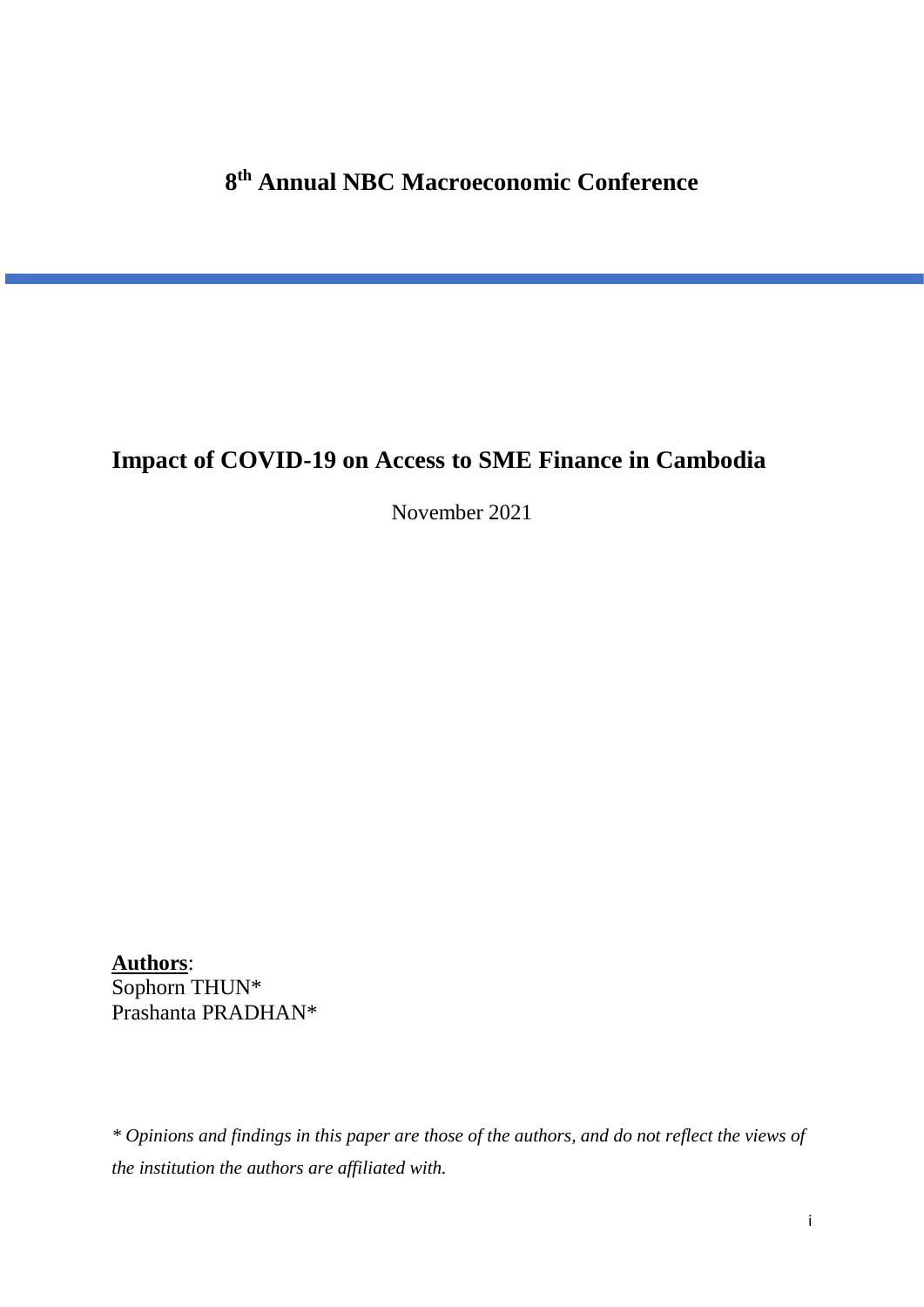**8th Annual NBC Macroeconomic Conference**

# Impact of COVID-19 on Access to SME Finance in Cambodia

November 2021

**Authors**:
Sophorn THUN*
Prashanta PRADHAN*

*\* Opinions and findings in this paper are those of the authors, and do not reflect the views of the institution the authors are affiliated with.*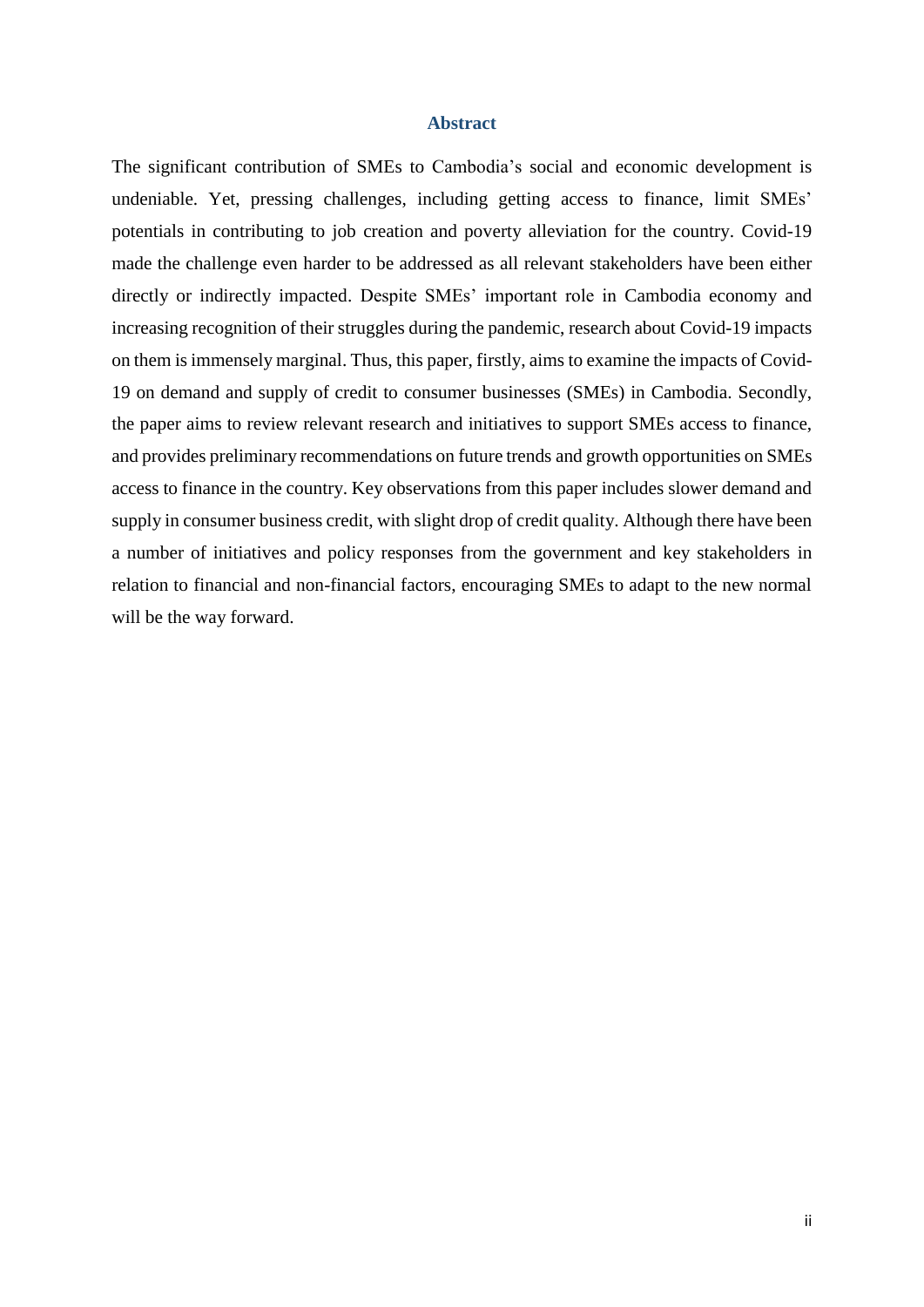## Abstract

The significant contribution of SMEs to Cambodia's social and economic development is undeniable. Yet, pressing challenges, including getting access to finance, limit SMEs' potentials in contributing to job creation and poverty alleviation for the country. Covid-19 made the challenge even harder to be addressed as all relevant stakeholders have been either directly or indirectly impacted. Despite SMEs' important role in Cambodia economy and increasing recognition of their struggles during the pandemic, research about Covid-19 impacts on them is immensely marginal. Thus, this paper, firstly, aims to examine the impacts of Covid-19 on demand and supply of credit to consumer businesses (SMEs) in Cambodia. Secondly, the paper aims to review relevant research and initiatives to support SMEs access to finance, and provides preliminary recommendations on future trends and growth opportunities on SMEs access to finance in the country. Key observations from this paper includes slower demand and supply in consumer business credit, with slight drop of credit quality. Although there have been a number of initiatives and policy responses from the government and key stakeholders in relation to financial and non-financial factors, encouraging SMEs to adapt to the new normal will be the way forward.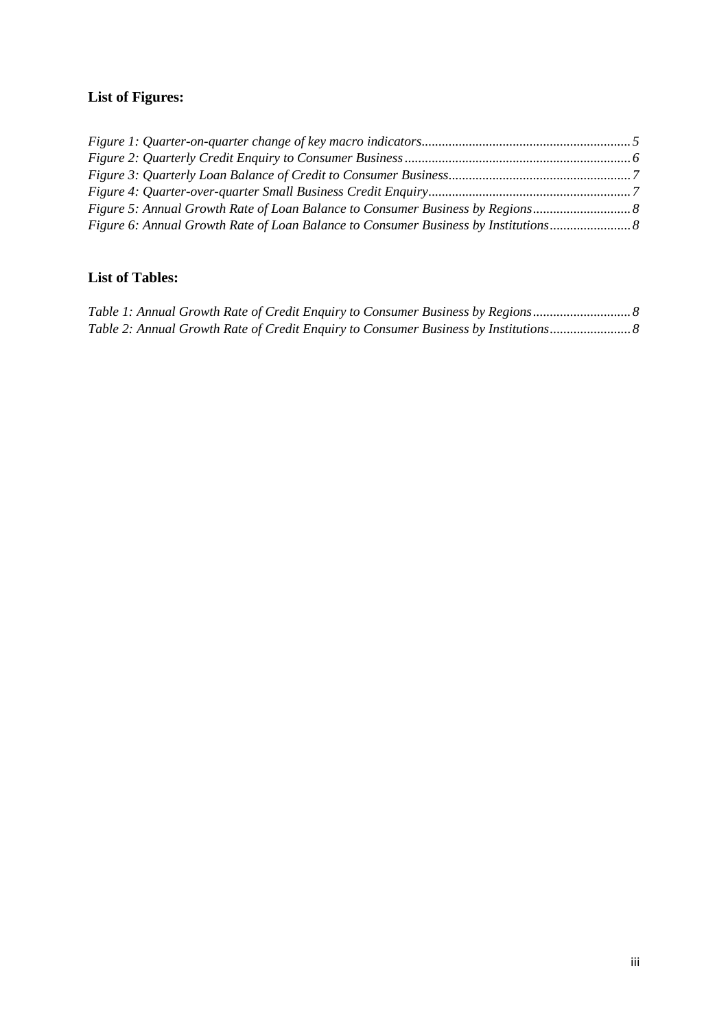**List of Figures:**

*Figure 1: Quarter-on-quarter change of key macro indicators....................................................5*
*Figure 2: Quarterly Credit Enquiry to Consumer Business....................................................6*
*Figure 3: Quarterly Loan Balance of Credit to Consumer Business....................................................7*
*Figure 4: Quarter-over-quarter Small Business Credit Enquiry....................................................7*
*Figure 5: Annual Growth Rate of Loan Balance to Consumer Business by Regions....................................................8*
*Figure 6: Annual Growth Rate of Loan Balance to Consumer Business by Institutions....................................................8*

**List of Tables:**

*Table 1: Annual Growth Rate of Credit Enquiry to Consumer Business by Regions....................................................8*
*Table 2: Annual Growth Rate of Credit Enquiry to Consumer Business by Institutions....................................................8*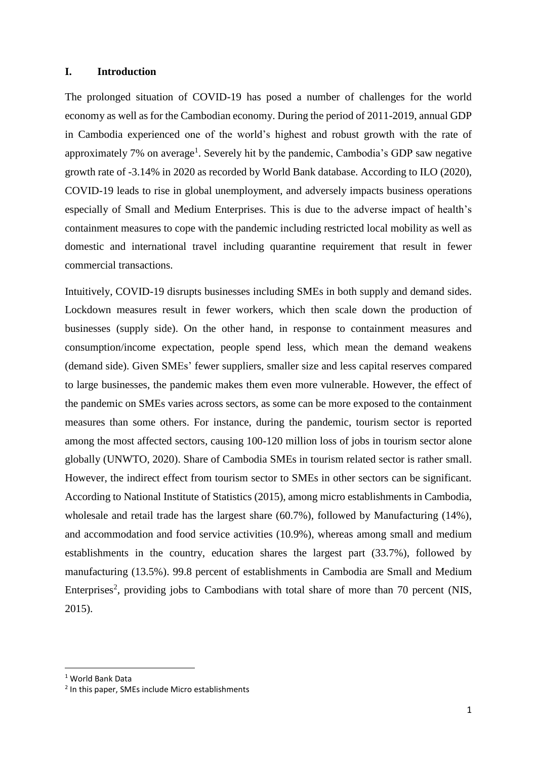## I. Introduction

The prolonged situation of COVID-19 has posed a number of challenges for the world economy as well as for the Cambodian economy. During the period of 2011-2019, annual GDP in Cambodia experienced one of the world's highest and robust growth with the rate of approximately 7% on average[1]. Severely hit by the pandemic, Cambodia's GDP saw negative growth rate of -3.14% in 2020 as recorded by World Bank database. According to ILO (2020), COVID-19 leads to rise in global unemployment, and adversely impacts business operations especially of Small and Medium Enterprises. This is due to the adverse impact of health's containment measures to cope with the pandemic including restricted local mobility as well as domestic and international travel including quarantine requirement that result in fewer commercial transactions.

Intuitively, COVID-19 disrupts businesses including SMEs in both supply and demand sides. Lockdown measures result in fewer workers, which then scale down the production of businesses (supply side). On the other hand, in response to containment measures and consumption/income expectation, people spend less, which mean the demand weakens (demand side). Given SMEs' fewer suppliers, smaller size and less capital reserves compared to large businesses, the pandemic makes them even more vulnerable. However, the effect of the pandemic on SMEs varies across sectors, as some can be more exposed to the containment measures than some others. For instance, during the pandemic, tourism sector is reported among the most affected sectors, causing 100-120 million loss of jobs in tourism sector alone globally (UNWTO, 2020). Share of Cambodia SMEs in tourism related sector is rather small. However, the indirect effect from tourism sector to SMEs in other sectors can be significant. According to National Institute of Statistics (2015), among micro establishments in Cambodia, wholesale and retail trade has the largest share (60.7%), followed by Manufacturing (14%), and accommodation and food service activities (10.9%), whereas among small and medium establishments in the country, education shares the largest part (33.7%), followed by manufacturing (13.5%). 99.8 percent of establishments in Cambodia are Small and Medium Enterprises[2], providing jobs to Cambodians with total share of more than 70 percent (NIS, 2015).

---

[1] World Bank Data

[2] In this paper, SMEs include Micro establishments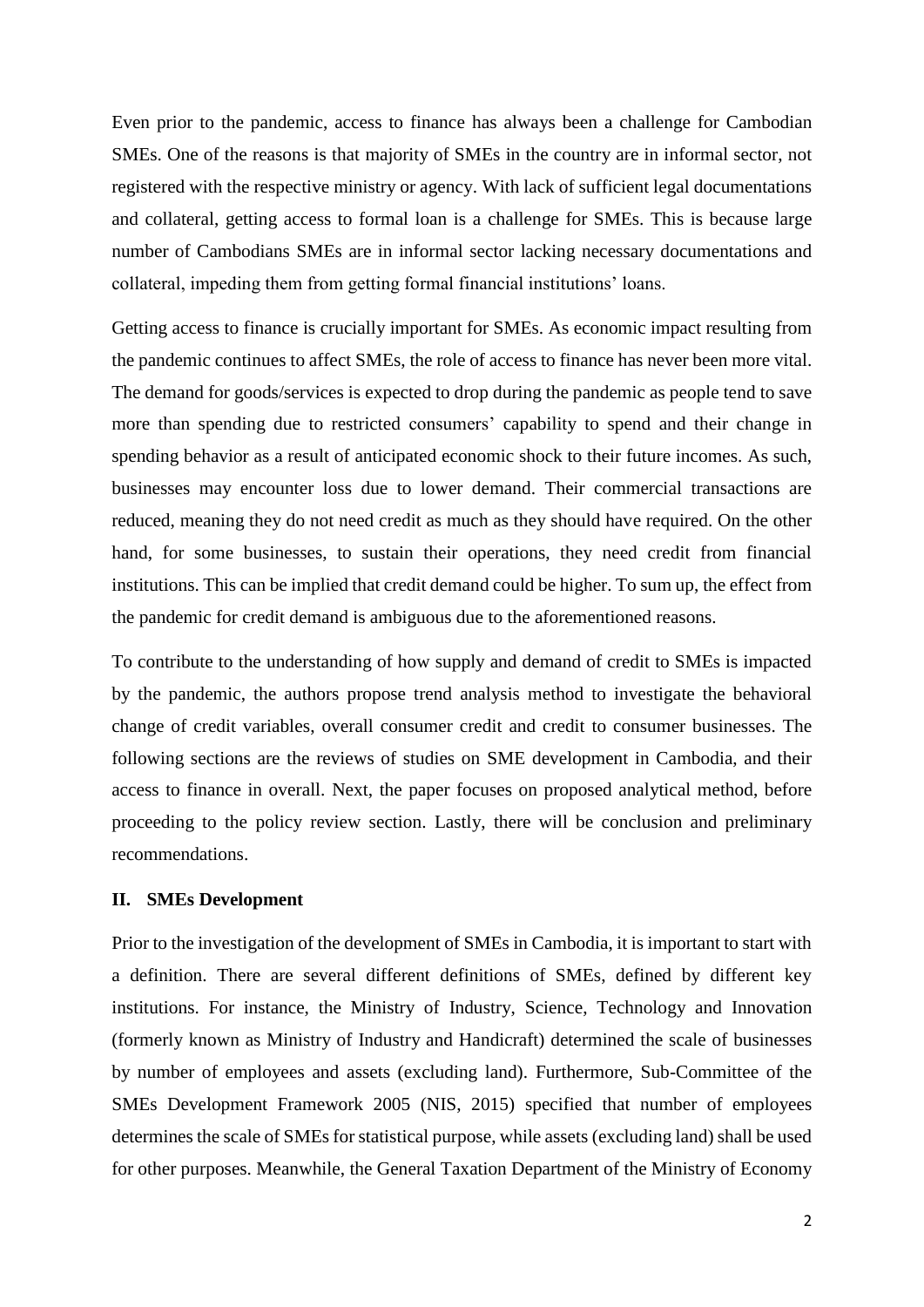Even prior to the pandemic, access to finance has always been a challenge for Cambodian SMEs. One of the reasons is that majority of SMEs in the country are in informal sector, not registered with the respective ministry or agency. With lack of sufficient legal documentations and collateral, getting access to formal loan is a challenge for SMEs. This is because large number of Cambodians SMEs are in informal sector lacking necessary documentations and collateral, impeding them from getting formal financial institutions' loans.

Getting access to finance is crucially important for SMEs. As economic impact resulting from the pandemic continues to affect SMEs, the role of access to finance has never been more vital. The demand for goods/services is expected to drop during the pandemic as people tend to save more than spending due to restricted consumers' capability to spend and their change in spending behavior as a result of anticipated economic shock to their future incomes. As such, businesses may encounter loss due to lower demand. Their commercial transactions are reduced, meaning they do not need credit as much as they should have required. On the other hand, for some businesses, to sustain their operations, they need credit from financial institutions. This can be implied that credit demand could be higher. To sum up, the effect from the pandemic for credit demand is ambiguous due to the aforementioned reasons.

To contribute to the understanding of how supply and demand of credit to SMEs is impacted by the pandemic, the authors propose trend analysis method to investigate the behavioral change of credit variables, overall consumer credit and credit to consumer businesses. The following sections are the reviews of studies on SME development in Cambodia, and their access to finance in overall. Next, the paper focuses on proposed analytical method, before proceeding to the policy review section. Lastly, there will be conclusion and preliminary recommendations.

## II. SMEs Development

Prior to the investigation of the development of SMEs in Cambodia, it is important to start with a definition. There are several different definitions of SMEs, defined by different key institutions. For instance, the Ministry of Industry, Science, Technology and Innovation (formerly known as Ministry of Industry and Handicraft) determined the scale of businesses by number of employees and assets (excluding land). Furthermore, Sub-Committee of the SMEs Development Framework 2005 (NIS, 2015) specified that number of employees determines the scale of SMEs for statistical purpose, while assets (excluding land) shall be used for other purposes. Meanwhile, the General Taxation Department of the Ministry of Economy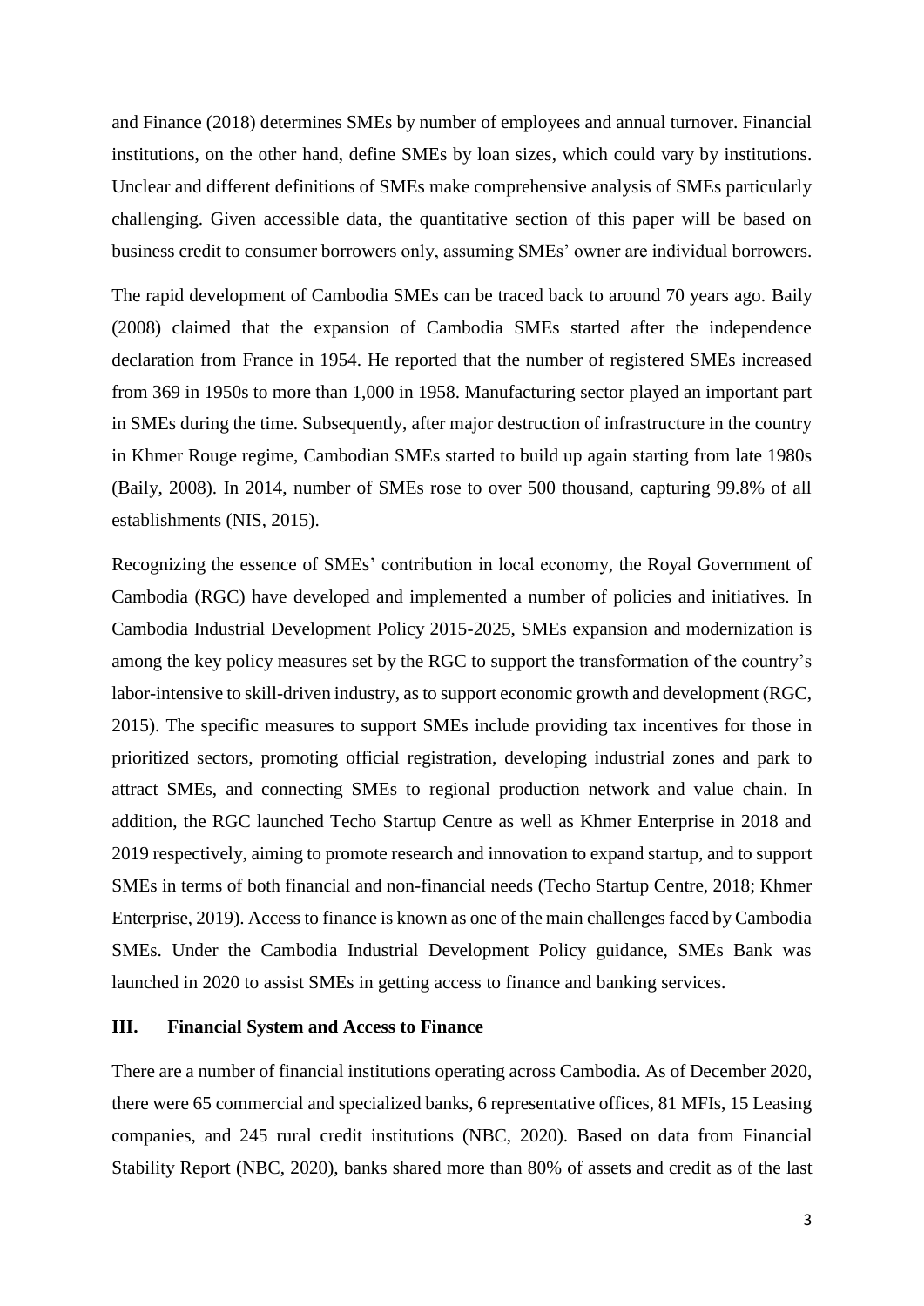and Finance (2018) determines SMEs by number of employees and annual turnover. Financial institutions, on the other hand, define SMEs by loan sizes, which could vary by institutions. Unclear and different definitions of SMEs make comprehensive analysis of SMEs particularly challenging. Given accessible data, the quantitative section of this paper will be based on business credit to consumer borrowers only, assuming SMEs' owner are individual borrowers.

The rapid development of Cambodia SMEs can be traced back to around 70 years ago. Baily (2008) claimed that the expansion of Cambodia SMEs started after the independence declaration from France in 1954. He reported that the number of registered SMEs increased from 369 in 1950s to more than 1,000 in 1958. Manufacturing sector played an important part in SMEs during the time. Subsequently, after major destruction of infrastructure in the country in Khmer Rouge regime, Cambodian SMEs started to build up again starting from late 1980s (Baily, 2008). In 2014, number of SMEs rose to over 500 thousand, capturing 99.8% of all establishments (NIS, 2015).

Recognizing the essence of SMEs' contribution in local economy, the Royal Government of Cambodia (RGC) have developed and implemented a number of policies and initiatives. In Cambodia Industrial Development Policy 2015-2025, SMEs expansion and modernization is among the key policy measures set by the RGC to support the transformation of the country's labor-intensive to skill-driven industry, as to support economic growth and development (RGC, 2015). The specific measures to support SMEs include providing tax incentives for those in prioritized sectors, promoting official registration, developing industrial zones and park to attract SMEs, and connecting SMEs to regional production network and value chain. In addition, the RGC launched Techo Startup Centre as well as Khmer Enterprise in 2018 and 2019 respectively, aiming to promote research and innovation to expand startup, and to support SMEs in terms of both financial and non-financial needs (Techo Startup Centre, 2018; Khmer Enterprise, 2019). Access to finance is known as one of the main challenges faced by Cambodia SMEs. Under the Cambodia Industrial Development Policy guidance, SMEs Bank was launched in 2020 to assist SMEs in getting access to finance and banking services.

## III. Financial System and Access to Finance

There are a number of financial institutions operating across Cambodia. As of December 2020, there were 65 commercial and specialized banks, 6 representative offices, 81 MFIs, 15 Leasing companies, and 245 rural credit institutions (NBC, 2020). Based on data from Financial Stability Report (NBC, 2020), banks shared more than 80% of assets and credit as of the last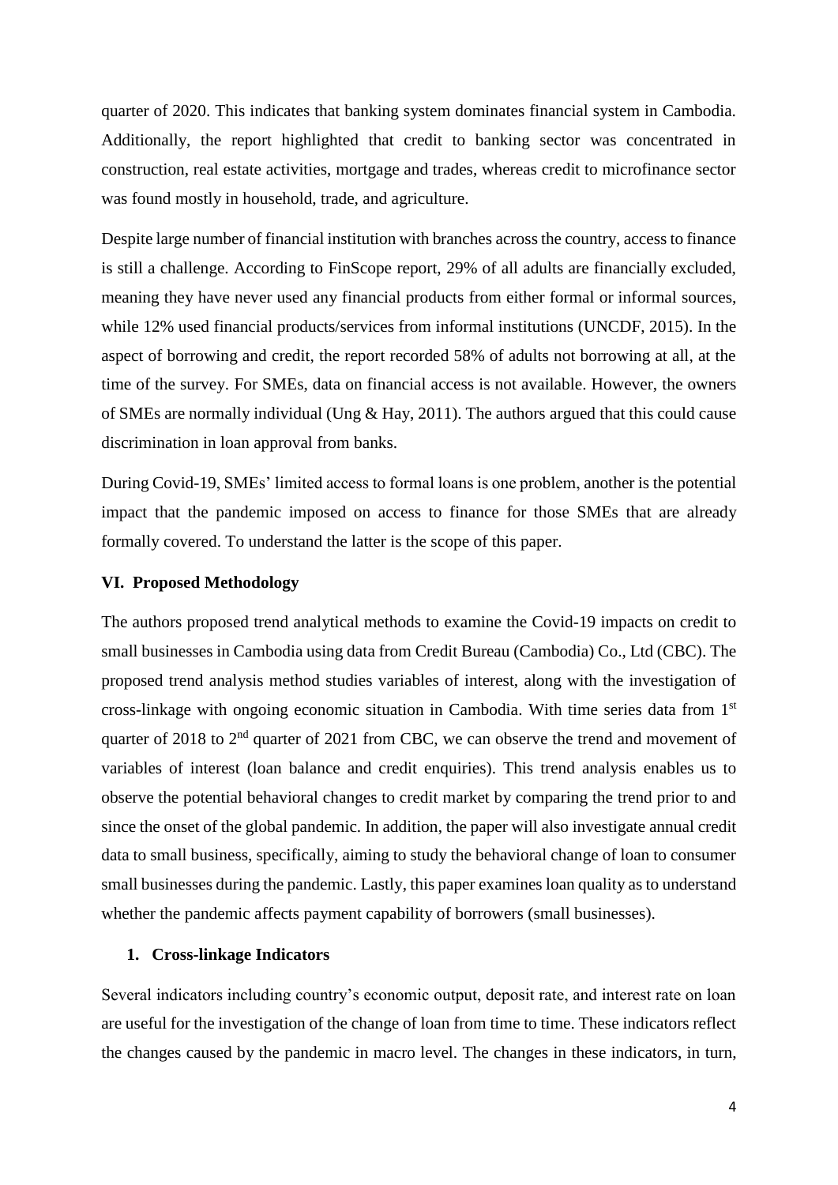quarter of 2020. This indicates that banking system dominates financial system in Cambodia. Additionally, the report highlighted that credit to banking sector was concentrated in construction, real estate activities, mortgage and trades, whereas credit to microfinance sector was found mostly in household, trade, and agriculture.

Despite large number of financial institution with branches across the country, access to finance is still a challenge. According to FinScope report, 29% of all adults are financially excluded, meaning they have never used any financial products from either formal or informal sources, while 12% used financial products/services from informal institutions (UNCDF, 2015). In the aspect of borrowing and credit, the report recorded 58% of adults not borrowing at all, at the time of the survey. For SMEs, data on financial access is not available. However, the owners of SMEs are normally individual (Ung & Hay, 2011). The authors argued that this could cause discrimination in loan approval from banks.

During Covid-19, SMEs' limited access to formal loans is one problem, another is the potential impact that the pandemic imposed on access to finance for those SMEs that are already formally covered. To understand the latter is the scope of this paper.

## VI. Proposed Methodology

The authors proposed trend analytical methods to examine the Covid-19 impacts on credit to small businesses in Cambodia using data from Credit Bureau (Cambodia) Co., Ltd (CBC). The proposed trend analysis method studies variables of interest, along with the investigation of cross-linkage with ongoing economic situation in Cambodia. With time series data from 1st quarter of 2018 to 2nd quarter of 2021 from CBC, we can observe the trend and movement of variables of interest (loan balance and credit enquiries). This trend analysis enables us to observe the potential behavioral changes to credit market by comparing the trend prior to and since the onset of the global pandemic. In addition, the paper will also investigate annual credit data to small business, specifically, aiming to study the behavioral change of loan to consumer small businesses during the pandemic. Lastly, this paper examines loan quality as to understand whether the pandemic affects payment capability of borrowers (small businesses).

### 1. Cross-linkage Indicators

Several indicators including country's economic output, deposit rate, and interest rate on loan are useful for the investigation of the change of loan from time to time. These indicators reflect the changes caused by the pandemic in macro level. The changes in these indicators, in turn,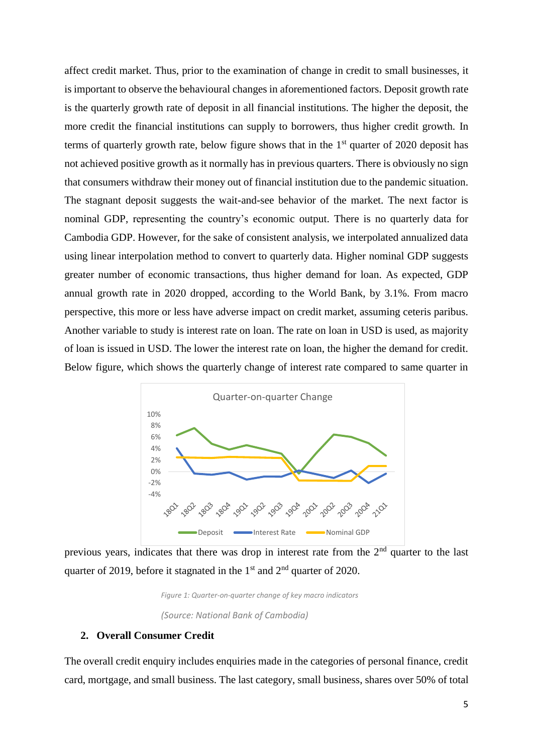affect credit market. Thus, prior to the examination of change in credit to small businesses, it is important to observe the behavioural changes in aforementioned factors. Deposit growth rate is the quarterly growth rate of deposit in all financial institutions. The higher the deposit, the more credit the financial institutions can supply to borrowers, thus higher credit growth. In terms of quarterly growth rate, below figure shows that in the 1st quarter of 2020 deposit has not achieved positive growth as it normally has in previous quarters. There is obviously no sign that consumers withdraw their money out of financial institution due to the pandemic situation. The stagnant deposit suggests the wait-and-see behavior of the market. The next factor is nominal GDP, representing the country's economic output. There is no quarterly data for Cambodia GDP. However, for the sake of consistent analysis, we interpolated annualized data using linear interpolation method to convert to quarterly data. Higher nominal GDP suggests greater number of economic transactions, thus higher demand for loan. As expected, GDP annual growth rate in 2020 dropped, according to the World Bank, by 3.1%. From macro perspective, this more or less have adverse impact on credit market, assuming ceteris paribus. Another variable to study is interest rate on loan. The rate on loan in USD is used, as majority of loan is issued in USD. The lower the interest rate on loan, the higher the demand for credit. Below figure, which shows the quarterly change of interest rate compared to same quarter in previous years, indicates that there was drop in interest rate from the 2nd quarter to the last quarter of 2019, before it stagnated in the 1st and 2nd quarter of 2020.

*Figure 1: Quarter-on-quarter change of key macro indicators*

*(Source: National Bank of Cambodia)*

## 2. Overall Consumer Credit

The overall credit enquiry includes enquiries made in the categories of personal finance, credit card, mortgage, and small business. The last category, small business, shares over 50% of total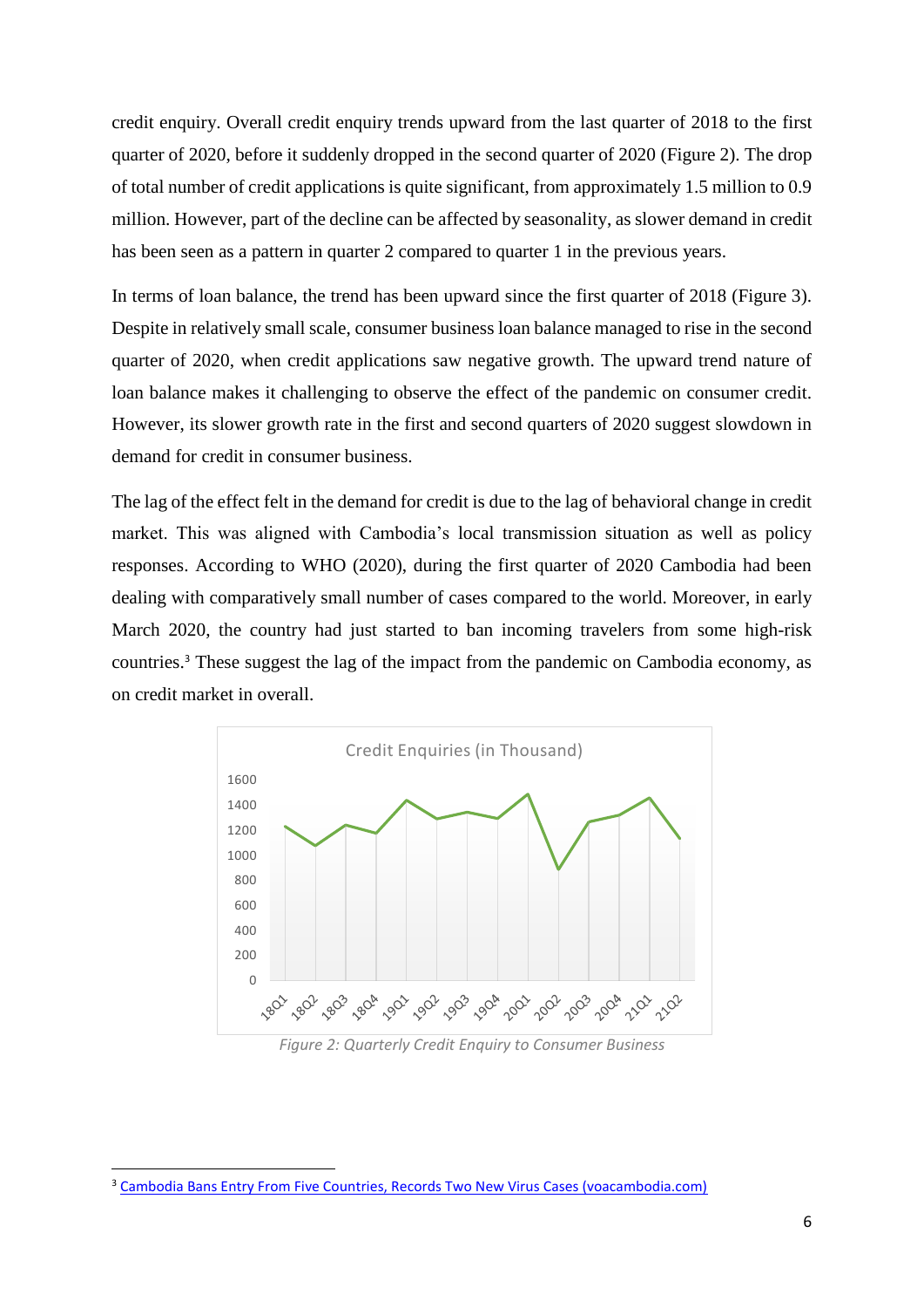credit enquiry. Overall credit enquiry trends upward from the last quarter of 2018 to the first quarter of 2020, before it suddenly dropped in the second quarter of 2020 (Figure 2). The drop of total number of credit applications is quite significant, from approximately 1.5 million to 0.9 million. However, part of the decline can be affected by seasonality, as slower demand in credit has been seen as a pattern in quarter 2 compared to quarter 1 in the previous years.

In terms of loan balance, the trend has been upward since the first quarter of 2018 (Figure 3). Despite in relatively small scale, consumer business loan balance managed to rise in the second quarter of 2020, when credit applications saw negative growth. The upward trend nature of loan balance makes it challenging to observe the effect of the pandemic on consumer credit. However, its slower growth rate in the first and second quarters of 2020 suggest slowdown in demand for credit in consumer business.

The lag of the effect felt in the demand for credit is due to the lag of behavioral change in credit market. This was aligned with Cambodia's local transmission situation as well as policy responses. According to WHO (2020), during the first quarter of 2020 Cambodia had been dealing with comparatively small number of cases compared to the world. Moreover, in early March 2020, the country had just started to ban incoming travelers from some high-risk countries.[3] These suggest the lag of the impact from the pandemic on Cambodia economy, as on credit market in overall.

Credit Enquiries (in Thousand)

*Figure 2: Quarterly Credit Enquiry to Consumer Business*

[3] Cambodia Bans Entry From Five Countries, Records Two New Virus Cases (voacambodia.com)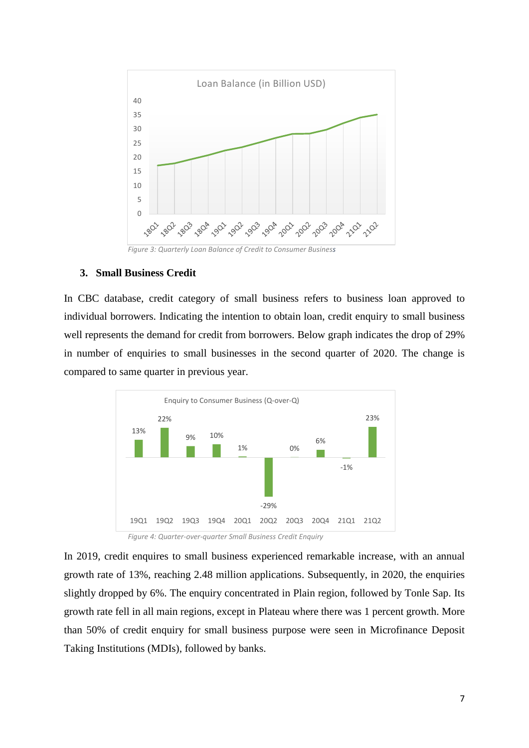*Figure 3: Quarterly Loan Balance of Credit to Consumer Business*

### 3. Small Business Credit

In CBC database, credit category of small business refers to business loan approved to individual borrowers. Indicating the intention to obtain loan, credit enquiry to small business well represents the demand for credit from borrowers. Below graph indicates the drop of 29% in number of enquiries to small businesses in the second quarter of 2020. The change is compared to same quarter in previous year.

*Figure 4: Quarter-over-quarter Small Business Credit Enquiry*

In 2019, credit enquires to small business experienced remarkable increase, with an annual growth rate of 13%, reaching 2.48 million applications. Subsequently, in 2020, the enquiries slightly dropped by 6%. The enquiry concentrated in Plain region, followed by Tonle Sap. Its growth rate fell in all main regions, except in Plateau where there was 1 percent growth. More than 50% of credit enquiry for small business purpose were seen in Microfinance Deposit Taking Institutions (MDIs), followed by banks.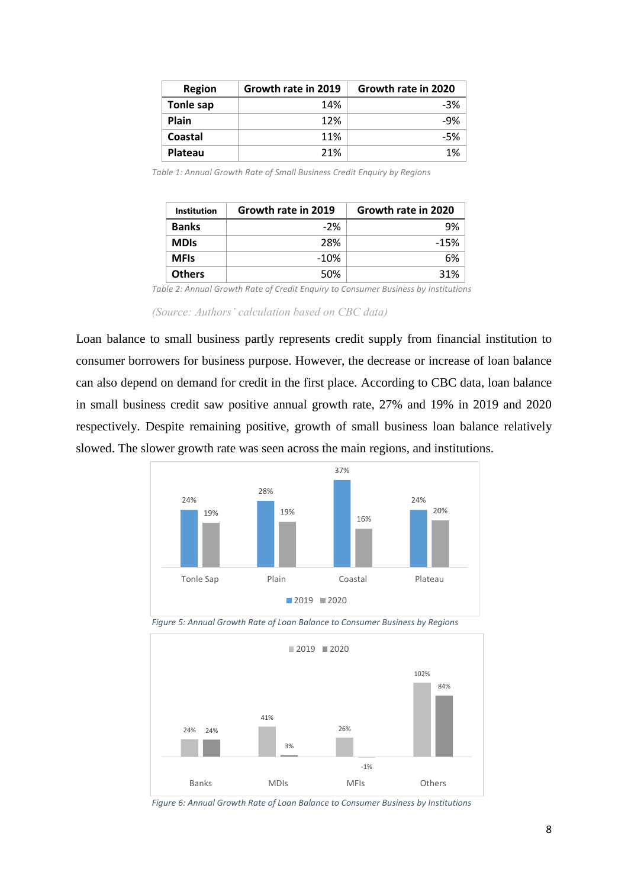| Region | Growth rate in 2019 | Growth rate in 2020 |
|---|---|---|
| Tonle sap | 14% | -3% |
| Plain | 12% | -9% |
| Coastal | 11% | -5% |
| Plateau | 21% | 1% |

*Table 1: Annual Growth Rate of Small Business Credit Enquiry by Regions*

| Institution | Growth rate in 2019 | Growth rate in 2020 |
|---|---|---|
| Banks | -2% | 9% |
| MDIs | 28% | -15% |
| MFIs | -10% | 6% |
| Others | 50% | 31% |

*Table 2: Annual Growth Rate of Credit Enquiry to Consumer Business by Institutions*

*(Source: Authors' calculation based on CBC data)*

Loan balance to small business partly represents credit supply from financial institution to consumer borrowers for business purpose. However, the decrease or increase of loan balance can also depend on demand for credit in the first place. According to CBC data, loan balance in small business credit saw positive annual growth rate, 27% and 19% in 2019 and 2020 respectively. Despite remaining positive, growth of small business loan balance relatively slowed. The slower growth rate was seen across the main regions, and institutions.

*Figure 5: Annual Growth Rate of Loan Balance to Consumer Business by Regions*

*Figure 6: Annual Growth Rate of Loan Balance to Consumer Business by Institutions*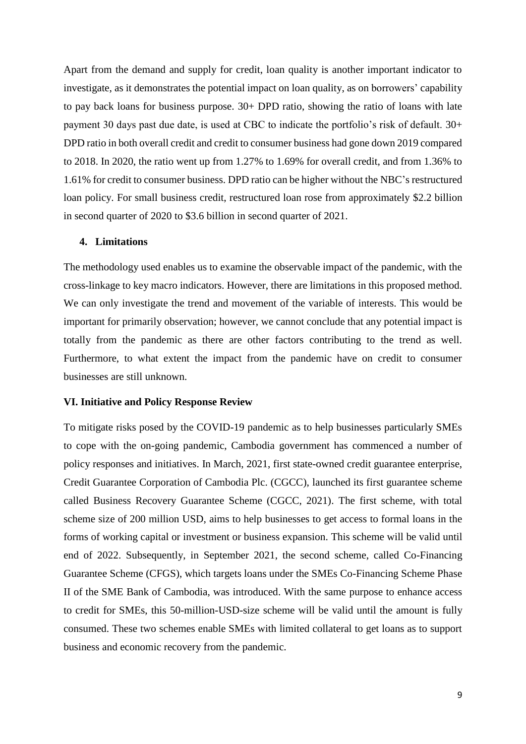Apart from the demand and supply for credit, loan quality is another important indicator to investigate, as it demonstrates the potential impact on loan quality, as on borrowers' capability to pay back loans for business purpose. 30+ DPD ratio, showing the ratio of loans with late payment 30 days past due date, is used at CBC to indicate the portfolio's risk of default. 30+ DPD ratio in both overall credit and credit to consumer business had gone down 2019 compared to 2018. In 2020, the ratio went up from 1.27% to 1.69% for overall credit, and from 1.36% to 1.61% for credit to consumer business. DPD ratio can be higher without the NBC's restructured loan policy. For small business credit, restructured loan rose from approximately $2.2 billion in second quarter of 2020 to $3.6 billion in second quarter of 2021.

### 4. Limitations

The methodology used enables us to examine the observable impact of the pandemic, with the cross-linkage to key macro indicators. However, there are limitations in this proposed method. We can only investigate the trend and movement of the variable of interests. This would be important for primarily observation; however, we cannot conclude that any potential impact is totally from the pandemic as there are other factors contributing to the trend as well. Furthermore, to what extent the impact from the pandemic have on credit to consumer businesses are still unknown.

## VI. Initiative and Policy Response Review

To mitigate risks posed by the COVID-19 pandemic as to help businesses particularly SMEs to cope with the on-going pandemic, Cambodia government has commenced a number of policy responses and initiatives. In March, 2021, first state-owned credit guarantee enterprise, Credit Guarantee Corporation of Cambodia Plc. (CGCC), launched its first guarantee scheme called Business Recovery Guarantee Scheme (CGCC, 2021). The first scheme, with total scheme size of 200 million USD, aims to help businesses to get access to formal loans in the forms of working capital or investment or business expansion. This scheme will be valid until end of 2022. Subsequently, in September 2021, the second scheme, called Co-Financing Guarantee Scheme (CFGS), which targets loans under the SMEs Co-Financing Scheme Phase II of the SME Bank of Cambodia, was introduced. With the same purpose to enhance access to credit for SMEs, this 50-million-USD-size scheme will be valid until the amount is fully consumed. These two schemes enable SMEs with limited collateral to get loans as to support business and economic recovery from the pandemic.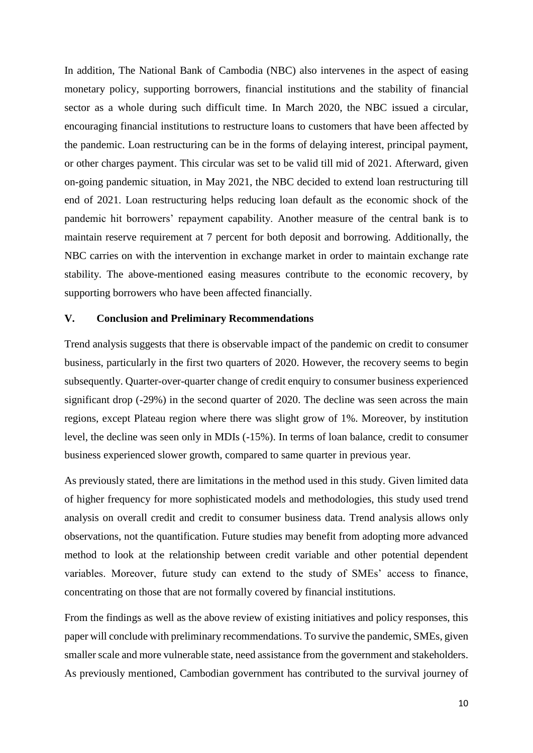In addition, The National Bank of Cambodia (NBC) also intervenes in the aspect of easing monetary policy, supporting borrowers, financial institutions and the stability of financial sector as a whole during such difficult time. In March 2020, the NBC issued a circular, encouraging financial institutions to restructure loans to customers that have been affected by the pandemic. Loan restructuring can be in the forms of delaying interest, principal payment, or other charges payment. This circular was set to be valid till mid of 2021. Afterward, given on-going pandemic situation, in May 2021, the NBC decided to extend loan restructuring till end of 2021. Loan restructuring helps reducing loan default as the economic shock of the pandemic hit borrowers' repayment capability. Another measure of the central bank is to maintain reserve requirement at 7 percent for both deposit and borrowing. Additionally, the NBC carries on with the intervention in exchange market in order to maintain exchange rate stability. The above-mentioned easing measures contribute to the economic recovery, by supporting borrowers who have been affected financially.

## V. Conclusion and Preliminary Recommendations

Trend analysis suggests that there is observable impact of the pandemic on credit to consumer business, particularly in the first two quarters of 2020. However, the recovery seems to begin subsequently. Quarter-over-quarter change of credit enquiry to consumer business experienced significant drop (-29%) in the second quarter of 2020. The decline was seen across the main regions, except Plateau region where there was slight grow of 1%. Moreover, by institution level, the decline was seen only in MDIs (-15%). In terms of loan balance, credit to consumer business experienced slower growth, compared to same quarter in previous year.

As previously stated, there are limitations in the method used in this study. Given limited data of higher frequency for more sophisticated models and methodologies, this study used trend analysis on overall credit and credit to consumer business data. Trend analysis allows only observations, not the quantification. Future studies may benefit from adopting more advanced method to look at the relationship between credit variable and other potential dependent variables. Moreover, future study can extend to the study of SMEs' access to finance, concentrating on those that are not formally covered by financial institutions.

From the findings as well as the above review of existing initiatives and policy responses, this paper will conclude with preliminary recommendations. To survive the pandemic, SMEs, given smaller scale and more vulnerable state, need assistance from the government and stakeholders. As previously mentioned, Cambodian government has contributed to the survival journey of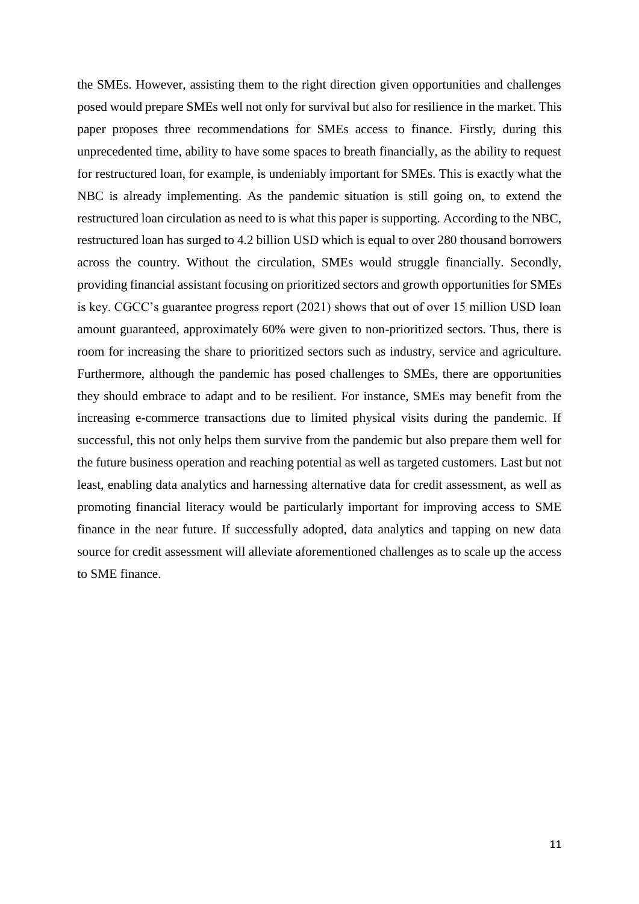the SMEs. However, assisting them to the right direction given opportunities and challenges posed would prepare SMEs well not only for survival but also for resilience in the market. This paper proposes three recommendations for SMEs access to finance. Firstly, during this unprecedented time, ability to have some spaces to breath financially, as the ability to request for restructured loan, for example, is undeniably important for SMEs. This is exactly what the NBC is already implementing. As the pandemic situation is still going on, to extend the restructured loan circulation as need to is what this paper is supporting. According to the NBC, restructured loan has surged to 4.2 billion USD which is equal to over 280 thousand borrowers across the country. Without the circulation, SMEs would struggle financially. Secondly, providing financial assistant focusing on prioritized sectors and growth opportunities for SMEs is key. CGCC's guarantee progress report (2021) shows that out of over 15 million USD loan amount guaranteed, approximately 60% were given to non-prioritized sectors. Thus, there is room for increasing the share to prioritized sectors such as industry, service and agriculture. Furthermore, although the pandemic has posed challenges to SMEs, there are opportunities they should embrace to adapt and to be resilient. For instance, SMEs may benefit from the increasing e-commerce transactions due to limited physical visits during the pandemic. If successful, this not only helps them survive from the pandemic but also prepare them well for the future business operation and reaching potential as well as targeted customers. Last but not least, enabling data analytics and harnessing alternative data for credit assessment, as well as promoting financial literacy would be particularly important for improving access to SME finance in the near future. If successfully adopted, data analytics and tapping on new data source for credit assessment will alleviate aforementioned challenges as to scale up the access to SME finance.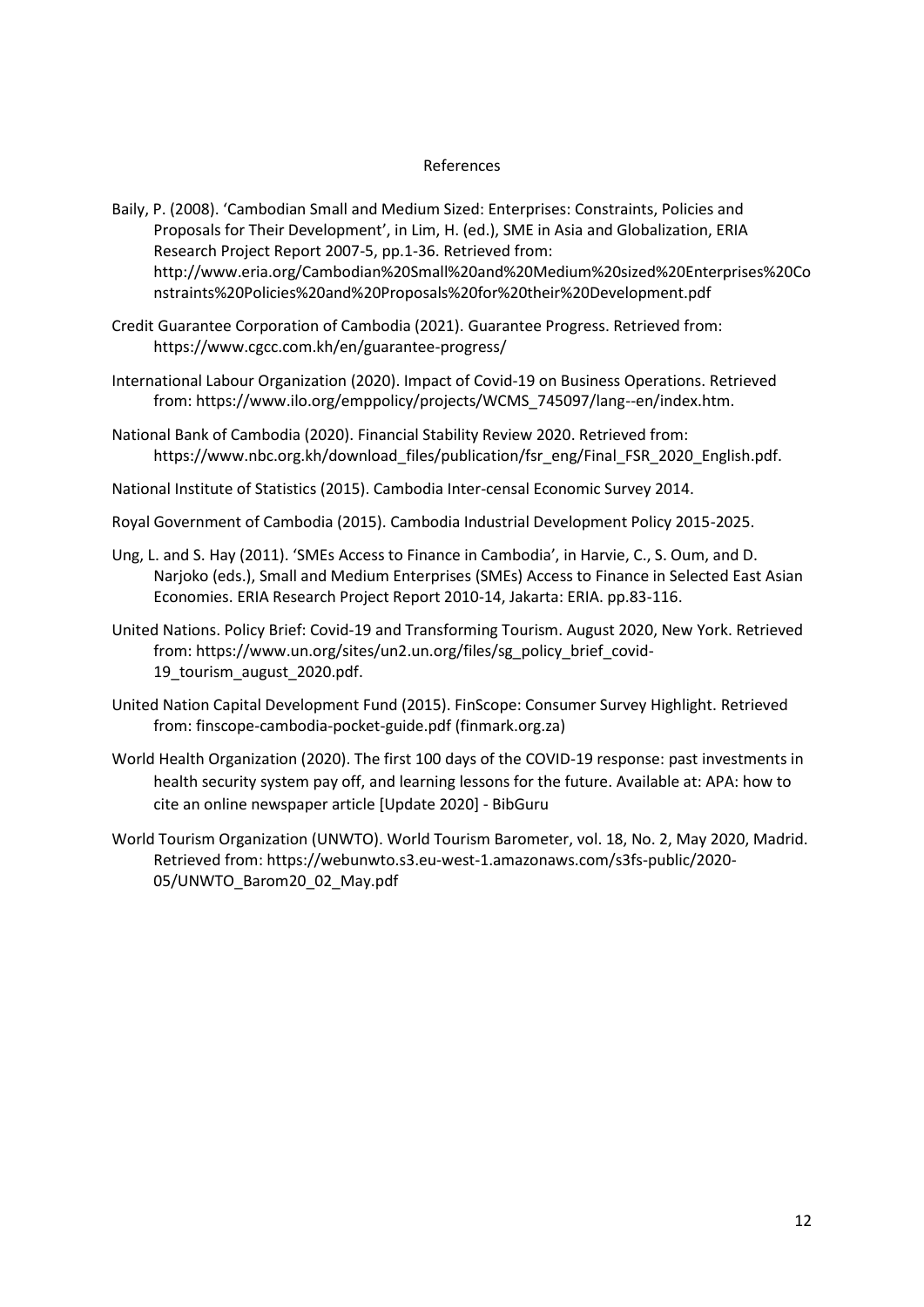# References

Baily, P. (2008). 'Cambodian Small and Medium Sized: Enterprises: Constraints, Policies and Proposals for Their Development', in Lim, H. (ed.), SME in Asia and Globalization, ERIA Research Project Report 2007-5, pp.1-36. Retrieved from: http://www.eria.org/Cambodian%20Small%20and%20Medium%20sized%20Enterprises%20Constraints%20Policies%20and%20Proposals%20for%20their%20Development.pdf

Credit Guarantee Corporation of Cambodia (2021). Guarantee Progress. Retrieved from: https://www.cgcc.com.kh/en/guarantee-progress/

International Labour Organization (2020). Impact of Covid-19 on Business Operations. Retrieved from: https://www.ilo.org/emppolicy/projects/WCMS_745097/lang--en/index.htm.

National Bank of Cambodia (2020). Financial Stability Review 2020. Retrieved from: https://www.nbc.org.kh/download_files/publication/fsr_eng/Final_FSR_2020_English.pdf.

National Institute of Statistics (2015). Cambodia Inter-censal Economic Survey 2014.

Royal Government of Cambodia (2015). Cambodia Industrial Development Policy 2015-2025.

Ung, L. and S. Hay (2011). 'SMEs Access to Finance in Cambodia', in Harvie, C., S. Oum, and D. Narjoko (eds.), Small and Medium Enterprises (SMEs) Access to Finance in Selected East Asian Economies. ERIA Research Project Report 2010-14, Jakarta: ERIA. pp.83-116.

United Nations. Policy Brief: Covid-19 and Transforming Tourism. August 2020, New York. Retrieved from: https://www.un.org/sites/un2.un.org/files/sg_policy_brief_covid-19_tourism_august_2020.pdf.

United Nation Capital Development Fund (2015). FinScope: Consumer Survey Highlight. Retrieved from: finscope-cambodia-pocket-guide.pdf (finmark.org.za)

World Health Organization (2020). The first 100 days of the COVID-19 response: past investments in health security system pay off, and learning lessons for the future. Available at: APA: how to cite an online newspaper article [Update 2020] - BibGuru

World Tourism Organization (UNWTO). World Tourism Barometer, vol. 18, No. 2, May 2020, Madrid. Retrieved from: https://webunwto.s3.eu-west-1.amazonaws.com/s3fs-public/2020-05/UNWTO_Barom20_02_May.pdf